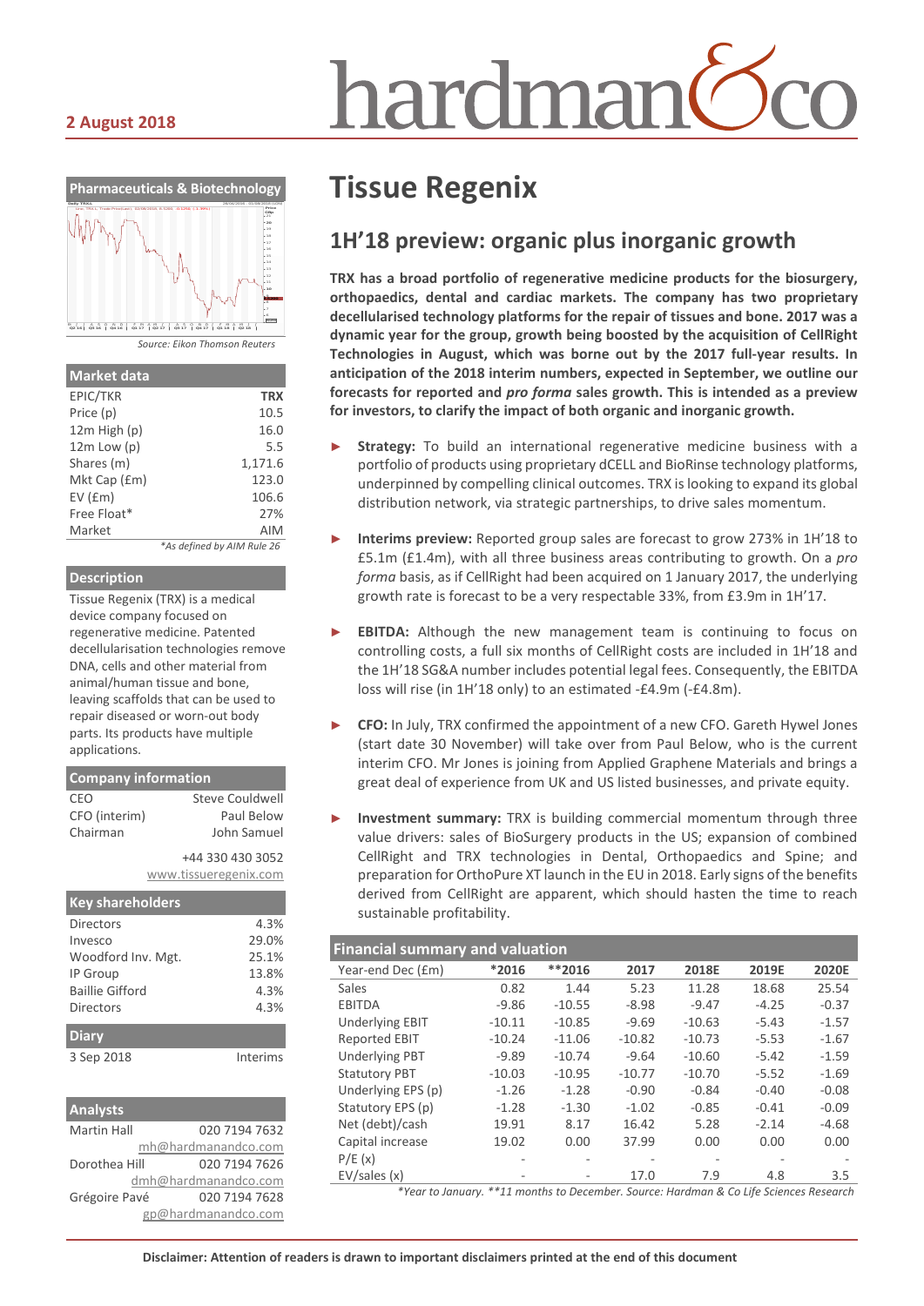**2 August 2018**

hardman&co

# Tissue Regenix

## 1H'18 preview: organic plus inorganic growth

**TRX has a broad portfolio of regenerative medicine products for the biosurgery, orthopaedics, dental and cardiac markets. The company has two proprietary decellularised technology platforms for the repair of tissues and bone. 2017 was a dynamic year for the group, growth being boosted by the acquisition of CellRight Technologies in August, which was borne out by the 2017 full-year results. In anticipation of the 2018 interim numbers, expected in September, we outline our forecasts for reported and *pro forma* sales growth. This is intended as a preview for investors, to clarify the impact of both organic and inorganic growth.**

- **Strategy:** To build an international regenerative medicine business with a portfolio of products using proprietary dCELL and BioRinse technology platforms, underpinned by compelling clinical outcomes. TRX is looking to expand its global distribution network, via strategic partnerships, to drive sales momentum.

- **Interims preview:** Reported group sales are forecast to grow 273% in 1H'18 to £5.1m (£1.4m), with all three business areas contributing to growth. On a *pro forma* basis, as if CellRight had been acquired on 1 January 2017, the underlying growth rate is forecast to be a very respectable 33%, from £3.9m in 1H'17.

- **EBITDA:** Although the new management team is continuing to focus on controlling costs, a full six months of CellRight costs are included in 1H'18 and the 1H'18 SG&A number includes potential legal fees. Consequently, the EBITDA loss will rise (in 1H'18 only) to an estimated -£4.9m (-£4.8m).

- **CFO:** In July, TRX confirmed the appointment of a new CFO. Gareth Hywel Jones (start date 30 November) will take over from Paul Below, who is the current interim CFO. Mr Jones is joining from Applied Graphene Materials and brings a great deal of experience from UK and US listed businesses, and private equity.

- **Investment summary:** TRX is building commercial momentum through three value drivers: sales of BioSurgery products in the US; expansion of combined CellRight and TRX technologies in Dental, Orthopaedics and Spine; and preparation for OrthoPure XT launch in the EU in 2018. Early signs of the benefits derived from CellRight are apparent, which should hasten the time to reach sustainable profitability.

### Financial summary and valuation

| Year-end Dec (£m) | *2016 | **2016 | 2017 | 2018E | 2019E | 2020E |
|---|---|---|---|---|---|---|
| Sales | 0.82 | 1.44 | 5.23 | 11.28 | 18.68 | 25.54 |
| EBITDA | -9.86 | -10.55 | -8.98 | -9.47 | -4.25 | -0.37 |
| Underlying EBIT | -10.11 | -10.85 | -9.69 | -10.63 | -5.43 | -1.57 |
| Reported EBIT | -10.24 | -11.06 | -10.82 | -10.73 | -5.53 | -1.67 |
| Underlying PBT | -9.89 | -10.74 | -9.64 | -10.60 | -5.42 | -1.59 |
| Statutory PBT | -10.03 | -10.95 | -10.77 | -10.70 | -5.52 | -1.69 |
| Underlying EPS (p) | -1.26 | -1.28 | -0.90 | -0.84 | -0.40 | -0.08 |
| Statutory EPS (p) | -1.28 | -1.30 | -1.02 | -0.85 | -0.41 | -0.09 |
| Net (debt)/cash | 19.91 | 8.17 | 16.42 | 5.28 | -2.14 | -4.68 |
| Capital increase | 19.02 | 0.00 | 37.99 | 0.00 | 0.00 | 0.00 |
| P/E (x) | - | - | - | - | - | - |
| EV/sales (x) | - | - | 17.0 | 7.9 | 4.8 | 3.5 |

*Year to January. **11 months to December. Source: Hardman & Co Life Sciences Research

### Pharmaceuticals & Biotechnology

Source: Eikon Thomson Reuters

### Market data

| | |
|---|---|
| EPIC/TKR | **TRX** |
| Price (p) | 10.5 |
| 12m High (p) | 16.0 |
| 12m Low (p) | 5.5 |
| Shares (m) | 1,171.6 |
| Mkt Cap (£m) | 123.0 |
| EV (£m) | 106.6 |
| Free Float* | 27% |
| Market | AIM |

*As defined by AIM Rule 26

### Description

Tissue Regenix (TRX) is a medical device company focused on regenerative medicine. Patented decellularisation technologies remove DNA, cells and other material from animal/human tissue and bone, leaving scaffolds that can be used to repair diseased or worn-out body parts. Its products have multiple applications.

### Company information

| | |
|---|---|
| CEO | Steve Couldwell |
| CFO (interim) | Paul Below |
| Chairman | John Samuel |

+44 330 430 3052
www.tissueregenix.com

### Key shareholders

| | |
|---|---|
| Directors | 4.3% |
| Invesco | 29.0% |
| Woodford Inv. Mgt. | 25.1% |
| IP Group | 13.8% |
| Baillie Gifford | 4.3% |
| Directors | 4.3% |

### Diary

| | |
|---|---|
| 3 Sep 2018 | Interims |

### Analysts

| | |
|---|---|
| Martin Hall | 020 7194 7632 |
| | mh@hardmanandco.com |
| Dorothea Hill | 020 7194 7626 |
| | dmh@hardmanandco.com |
| Grégoire Pavé | 020 7194 7628 |
| | gp@hardmanandco.com |

**Disclaimer: Attention of readers is drawn to important disclaimers printed at the end of this document**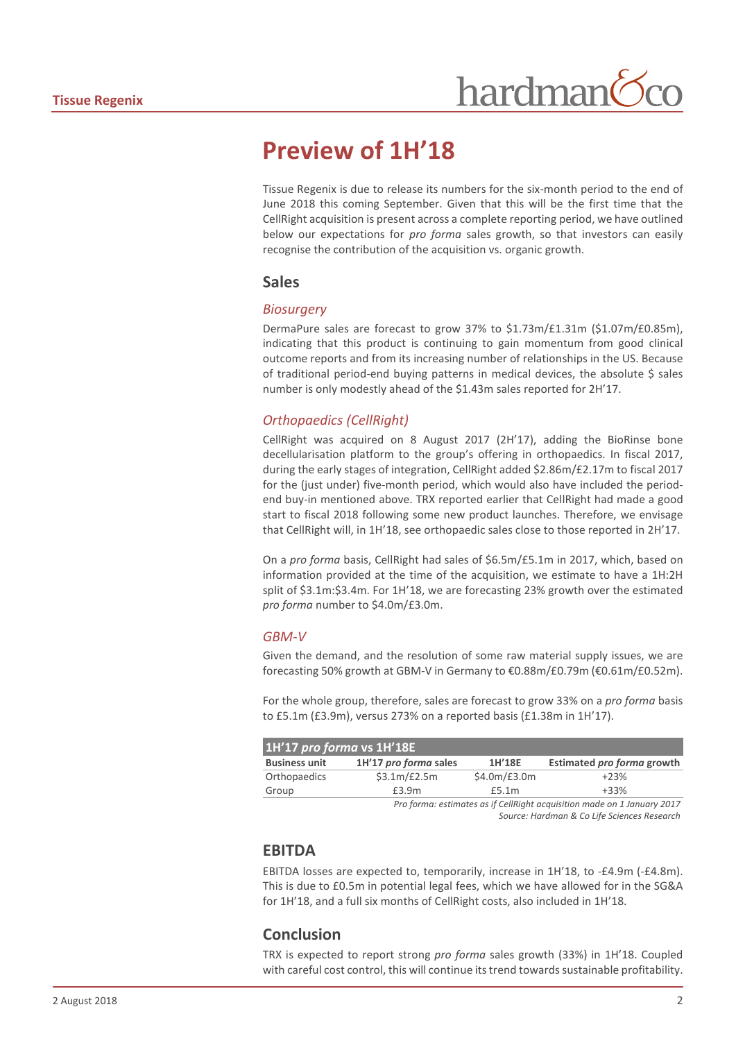# Preview of 1H'18

Tissue Regenix is due to release its numbers for the six-month period to the end of June 2018 this coming September. Given that this will be the first time that the CellRight acquisition is present across a complete reporting period, we have outlined below our expectations for *pro forma* sales growth, so that investors can easily recognise the contribution of the acquisition vs. organic growth.

## Sales

### *Biosurgery*

DermaPure sales are forecast to grow 37% to \$1.73m/£1.31m (\$1.07m/£0.85m), indicating that this product is continuing to gain momentum from good clinical outcome reports and from its increasing number of relationships in the US. Because of traditional period-end buying patterns in medical devices, the absolute \$ sales number is only modestly ahead of the \$1.43m sales reported for 2H'17.

### *Orthopaedics (CellRight)*

CellRight was acquired on 8 August 2017 (2H'17), adding the BioRinse bone decellularisation platform to the group's offering in orthopaedics. In fiscal 2017, during the early stages of integration, CellRight added \$2.86m/£2.17m to fiscal 2017 for the (just under) five-month period, which would also have included the period-end buy-in mentioned above. TRX reported earlier that CellRight had made a good start to fiscal 2018 following some new product launches. Therefore, we envisage that CellRight will, in 1H'18, see orthopaedic sales close to those reported in 2H'17.

On a *pro forma* basis, CellRight had sales of \$6.5m/£5.1m in 2017, which, based on information provided at the time of the acquisition, we estimate to have a 1H:2H split of \$3.1m:\$3.4m. For 1H'18, we are forecasting 23% growth over the estimated *pro forma* number to \$4.0m/£3.0m.

### *GBM-V*

Given the demand, and the resolution of some raw material supply issues, we are forecasting 50% growth at GBM-V in Germany to €0.88m/£0.79m (€0.61m/£0.52m).

For the whole group, therefore, sales are forecast to grow 33% on a *pro forma* basis to £5.1m (£3.9m), versus 273% on a reported basis (£1.38m in 1H'17).

**1H'17 *pro forma* vs 1H'18E**

| Business unit | 1H'17 *pro forma* sales | 1H'18E | Estimated *pro forma* growth |
|---|---|---|---|
| Orthopaedics | \$3.1m/£2.5m | \$4.0m/£3.0m | +23% |
| Group | £3.9m | £5.1m | +33% |

*Pro forma: estimates as if CellRight acquisition made on 1 January 2017*
*Source: Hardman & Co Life Sciences Research*

## EBITDA

EBITDA losses are expected to, temporarily, increase in 1H'18, to -£4.9m (-£4.8m). This is due to £0.5m in potential legal fees, which we have allowed for in the SG&A for 1H'18, and a full six months of CellRight costs, also included in 1H'18.

## Conclusion

TRX is expected to report strong *pro forma* sales growth (33%) in 1H'18. Coupled with careful cost control, this will continue its trend towards sustainable profitability.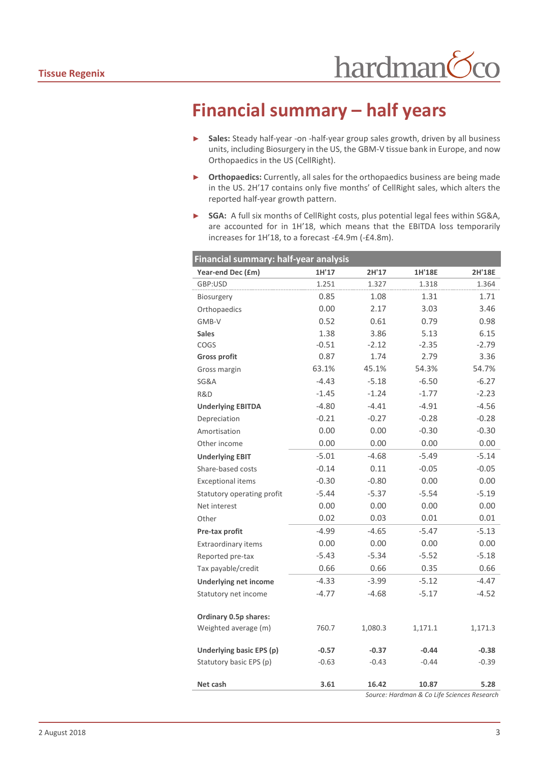# Financial summary – half years

- **Sales:** Steady half-year -on -half-year group sales growth, driven by all business units, including Biosurgery in the US, the GBM-V tissue bank in Europe, and now Orthopaedics in the US (CellRight).
- **Orthopaedics:** Currently, all sales for the orthopaedics business are being made in the US. 2H'17 contains only five months' of CellRight sales, which alters the reported half-year growth pattern.
- **SGA:** A full six months of CellRight costs, plus potential legal fees within SG&A, are accounted for in 1H'18, which means that the EBITDA loss temporarily increases for 1H'18, to a forecast -£4.9m (-£4.8m).

**Financial summary: half-year analysis**

| Year-end Dec (£m) | 1H'17 | 2H'17 | 1H'18E | 2H'18E |
|---|---|---|---|---|
| GBP:USD | 1.251 | 1.327 | 1.318 | 1.364 |
| Biosurgery | 0.85 | 1.08 | 1.31 | 1.71 |
| Orthopaedics | 0.00 | 2.17 | 3.03 | 3.46 |
| GMB-V | 0.52 | 0.61 | 0.79 | 0.98 |
| **Sales** | 1.38 | 3.86 | 5.13 | 6.15 |
| COGS | -0.51 | -2.12 | -2.35 | -2.79 |
| **Gross profit** | 0.87 | 1.74 | 2.79 | 3.36 |
| Gross margin | 63.1% | 45.1% | 54.3% | 54.7% |
| SG&A | -4.43 | -5.18 | -6.50 | -6.27 |
| R&D | -1.45 | -1.24 | -1.77 | -2.23 |
| **Underlying EBITDA** | -4.80 | -4.41 | -4.91 | -4.56 |
| Depreciation | -0.21 | -0.27 | -0.28 | -0.28 |
| Amortisation | 0.00 | 0.00 | -0.30 | -0.30 |
| Other income | 0.00 | 0.00 | 0.00 | 0.00 |
| **Underlying EBIT** | -5.01 | -4.68 | -5.49 | -5.14 |
| Share-based costs | -0.14 | 0.11 | -0.05 | -0.05 |
| Exceptional items | -0.30 | -0.80 | 0.00 | 0.00 |
| Statutory operating profit | -5.44 | -5.37 | -5.54 | -5.19 |
| Net interest | 0.00 | 0.00 | 0.00 | 0.00 |
| Other | 0.02 | 0.03 | 0.01 | 0.01 |
| **Pre-tax profit** | -4.99 | -4.65 | -5.47 | -5.13 |
| Extraordinary items | 0.00 | 0.00 | 0.00 | 0.00 |
| Reported pre-tax | -5.43 | -5.34 | -5.52 | -5.18 |
| Tax payable/credit | 0.66 | 0.66 | 0.35 | 0.66 |
| **Underlying net income** | -4.33 | -3.99 | -5.12 | -4.47 |
| Statutory net income | -4.77 | -4.68 | -5.17 | -4.52 |
| | | | | |
| **Ordinary 0.5p shares:** | | | | |
| Weighted average (m) | 760.7 | 1,080.3 | 1,171.1 | 1,171.3 |
| | | | | |
| **Underlying basic EPS (p)** | **-0.57** | **-0.37** | **-0.44** | **-0.38** |
| Statutory basic EPS (p) | -0.63 | -0.43 | -0.44 | -0.39 |
| | | | | |
| **Net cash** | **3.61** | **16.42** | **10.87** | **5.28** |

*Source: Hardman & Co Life Sciences Research*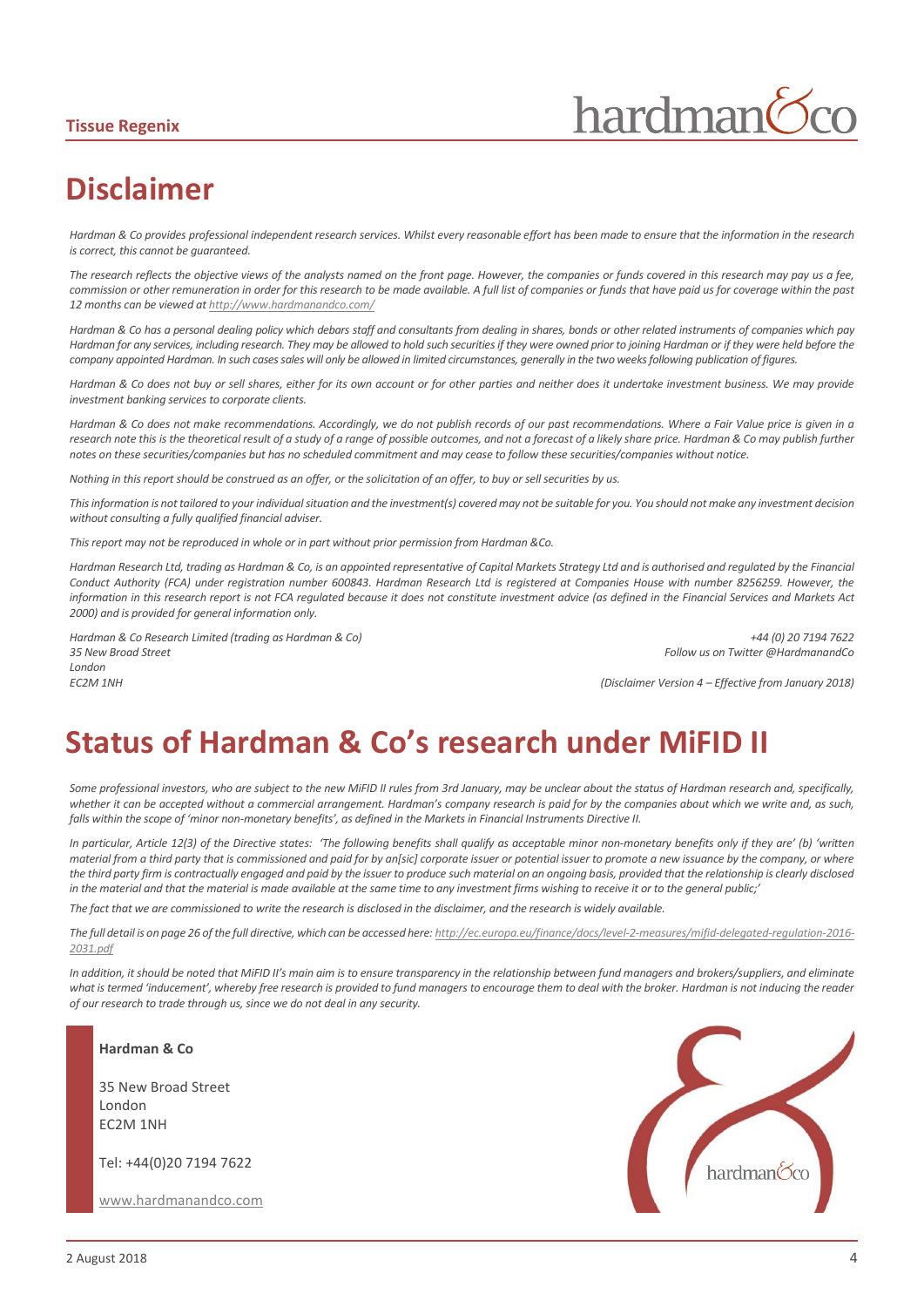# Disclaimer

*Hardman & Co provides professional independent research services. Whilst every reasonable effort has been made to ensure that the information in the research is correct, this cannot be guaranteed.*

*The research reflects the objective views of the analysts named on the front page. However, the companies or funds covered in this research may pay us a fee, commission or other remuneration in order for this research to be made available. A full list of companies or funds that have paid us for coverage within the past 12 months can be viewed at [http://www.hardmanandco.com/](http://www.hardmanandco.com/)*

*Hardman & Co has a personal dealing policy which debars staff and consultants from dealing in shares, bonds or other related instruments of companies which pay Hardman for any services, including research. They may be allowed to hold such securities if they were owned prior to joining Hardman or if they were held before the company appointed Hardman. In such cases sales will only be allowed in limited circumstances, generally in the two weeks following publication of figures.*

*Hardman & Co does not buy or sell shares, either for its own account or for other parties and neither does it undertake investment business. We may provide investment banking services to corporate clients.*

*Hardman & Co does not make recommendations. Accordingly, we do not publish records of our past recommendations. Where a Fair Value price is given in a research note this is the theoretical result of a study of a range of possible outcomes, and not a forecast of a likely share price. Hardman & Co may publish further notes on these securities/companies but has no scheduled commitment and may cease to follow these securities/companies without notice.*

*Nothing in this report should be construed as an offer, or the solicitation of an offer, to buy or sell securities by us.*

*This information is not tailored to your individual situation and the investment(s) covered may not be suitable for you. You should not make any investment decision without consulting a fully qualified financial adviser.*

*This report may not be reproduced in whole or in part without prior permission from Hardman &Co.*

*Hardman Research Ltd, trading as Hardman & Co, is an appointed representative of Capital Markets Strategy Ltd and is authorised and regulated by the Financial Conduct Authority (FCA) under registration number 600843. Hardman Research Ltd is registered at Companies House with number 8256259. However, the information in this research report is not FCA regulated because it does not constitute investment advice (as defined in the Financial Services and Markets Act 2000) and is provided for general information only.*

*Hardman & Co Research Limited (trading as Hardman & Co)*
*35 New Broad Street*
*London*
*EC2M 1NH*

*+44 (0) 20 7194 7622*
*Follow us on Twitter @HardmanandCo*

*(Disclaimer Version 4 – Effective from January 2018)*

# Status of Hardman & Co's research under MiFID II

*Some professional investors, who are subject to the new MiFID II rules from 3rd January, may be unclear about the status of Hardman research and, specifically, whether it can be accepted without a commercial arrangement. Hardman's company research is paid for by the companies about which we write and, as such, falls within the scope of 'minor non-monetary benefits', as defined in the Markets in Financial Instruments Directive II.*

*In particular, Article 12(3) of the Directive states: 'The following benefits shall qualify as acceptable minor non-monetary benefits only if they are' (b) 'written material from a third party that is commissioned and paid for by an[sic] corporate issuer or potential issuer to promote a new issuance by the company, or where the third party firm is contractually engaged and paid by the issuer to produce such material on an ongoing basis, provided that the relationship is clearly disclosed in the material and that the material is made available at the same time to any investment firms wishing to receive it or to the general public;'*

*The fact that we are commissioned to write the research is disclosed in the disclaimer, and the research is widely available.*

*The full detail is on page 26 of the full directive, which can be accessed here: [http://ec.europa.eu/finance/docs/level-2-measures/mifid-delegated-regulation-2016-2031.pdf](http://ec.europa.eu/finance/docs/level-2-measures/mifid-delegated-regulation-2016-2031.pdf)*

*In addition, it should be noted that MiFID II's main aim is to ensure transparency in the relationship between fund managers and brokers/suppliers, and eliminate what is termed 'inducement', whereby free research is provided to fund managers to encourage them to deal with the broker. Hardman is not inducing the reader of our research to trade through us, since we do not deal in any security.*

**Hardman & Co**

35 New Broad Street
London
EC2M 1NH

Tel: +44(0)20 7194 7622

[www.hardmanandco.com](http://www.hardmanandco.com)